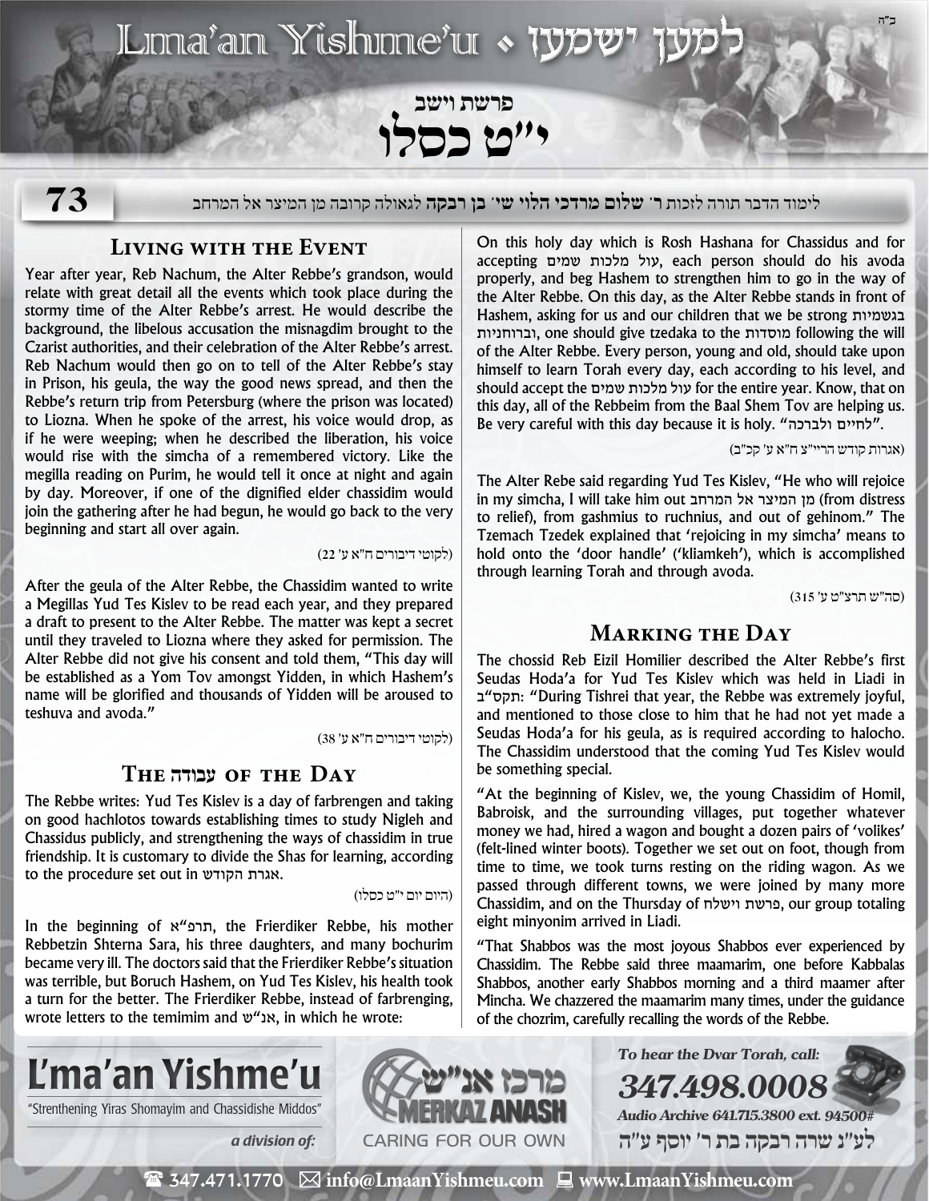# Lma'an Yishme'u • למען ישמעו

## פרשת וישב
# י"ט כסלו

לימוד הדבר תורה לזכות **ר' שלום מרדכי הלוי שי' בן רבקה** לגאולה קרובה מן המיצר אל המרחב

## Living with the Event

Year after year, Reb Nachum, the Alter Rebbe's grandson, would relate with great detail all the events which took place during the stormy time of the Alter Rebbe's arrest. He would describe the background, the libelous accusation the misnagdim brought to the Czarist authorities, and their celebration of the Alter Rebbe's arrest. Reb Nachum would then go on to tell of the Alter Rebbe's stay in Prison, his geula, the way the good news spread, and then the Rebbe's return trip from Petersburg (where the prison was located) to Liozna. When he spoke of the arrest, his voice would drop, as if he were weeping; when he described the liberation, his voice would rise with the simcha of a remembered victory. Like the megilla reading on Purim, he would tell it once at night and again by day. Moreover, if one of the dignified elder chassidim would join the gathering after he had begun, he would go back to the very beginning and start all over again.

(לקוטי דיבורים ח"א ע' 22)

After the geula of the Alter Rebbe, the Chassidim wanted to write a Megillas Yud Tes Kislev to be read each year, and they prepared a draft to present to the Alter Rebbe. The matter was kept a secret until they traveled to Liozna where they asked for permission. The Alter Rebbe did not give his consent and told them, "This day will be established as a Yom Tov amongst Yidden, in which Hashem's name will be glorified and thousands of Yidden will be aroused to teshuva and avoda."

(לקוטי דיבורים ח"א ע' 38)

## The עבודה of the Day

The Rebbe writes: Yud Tes Kislev is a day of farbrengen and taking on good hachlotos towards establishing times to study Nigleh and Chassidus publicly, and strengthening the ways of chassidim in true friendship. It is customary to divide the Shas for learning, according to the procedure set out in אגרת הקודש.

(היום יום י"ט כסלו)

In the beginning of תרפ"א, the Frierdiker Rebbe, his mother Rebbetzin Shterna Sara, his three daughters, and many bochurim became very ill. The doctors said that the Frierdiker Rebbe's situation was terrible, but Boruch Hashem, on Yud Tes Kislev, his health took a turn for the better. The Frierdiker Rebbe, instead of farbrenging, wrote letters to the temimim and אנ"ש, in which he wrote:

On this holy day which is Rosh Hashana for Chassidus and for accepting עול מלכות שמים, each person should do his avoda properly, and beg Hashem to strengthen him to go in the way of the Alter Rebbe. On this day, as the Alter Rebbe stands in front of Hashem, asking for us and our children that we be strong בגשמיות וברוחניות, one should give tzedaka to the מוסדות following the will of the Alter Rebbe. Every person, young and old, should take upon himself to learn Torah every day, each according to his level, and should accept the עול מלכות שמים for the entire year. Know, that on this day, all of the Rebbeim from the Baal Shem Tov are helping us. Be very careful with this day because it is holy. "לחיים ולברכה".

(אגרות קודש הריי"צ ח"א ע' קכ"ב)

The Alter Rebe said regarding Yud Tes Kislev, "He who will rejoice in my simcha, I will take him out מן המיצר אל המרחב (from distress to relief), from gashmius to ruchnius, and out of gehinom." The Tzemach Tzedek explained that 'rejoicing in my simcha' means to hold onto the 'door handle' ('kliamkeh'), which is accomplished through learning Torah and through avoda.

(סה"ש תרצ"ט ע' 315)

## Marking the Day

The chossid Reb Eizil Homilier described the Alter Rebbe's first Seudas Hoda'a for Yud Tes Kislev which was held in Liadi in תקס"ב: "During Tishrei that year, the Rebbe was extremely joyful, and mentioned to those close to him that he had not yet made a Seudas Hoda'a for his geula, as is required according to halocho. The Chassidim understood that the coming Yud Tes Kislev would be something special.

"At the beginning of Kislev, we, the young Chassidim of Homil, Babroisk, and the surrounding villages, put together whatever money we had, hired a wagon and bought a dozen pairs of 'volikes' (felt-lined winter boots). Together we set out on foot, though from time to time, we took turns resting on the riding wagon. As we passed through different towns, we were joined by many more Chassidim, and on the Thursday of פרשת וישלח, our group totaling eight minyonim arrived in Liadi.

"That Shabbos was the most joyous Shabbos ever experienced by Chassidim. The Rebbe said three maamarim, one before Kabbalas Shabbos, another early Shabbos morning and a third maamer after Mincha. We chazzered the maamarim many times, under the guidance of the chozrim, carefully recalling the words of the Rebbe.

**L'ma'an Yishme'u**
"Strenthening Yiras Shomayim and Chassidishe Middos"
*a division of:* מרכז אנ"ש MERKAZ ANASH — CARING FOR OUR OWN

*To hear the Dvar Torah, call:* **347.498.0008**
*Audio Archive 641.715.3800 ext. 94500#*
לע"נ שרה רבקה בת ר' יוסף ע"ה

347.471.1770 | info@LmaanYishmeu.com | www.LmaanYishmeu.com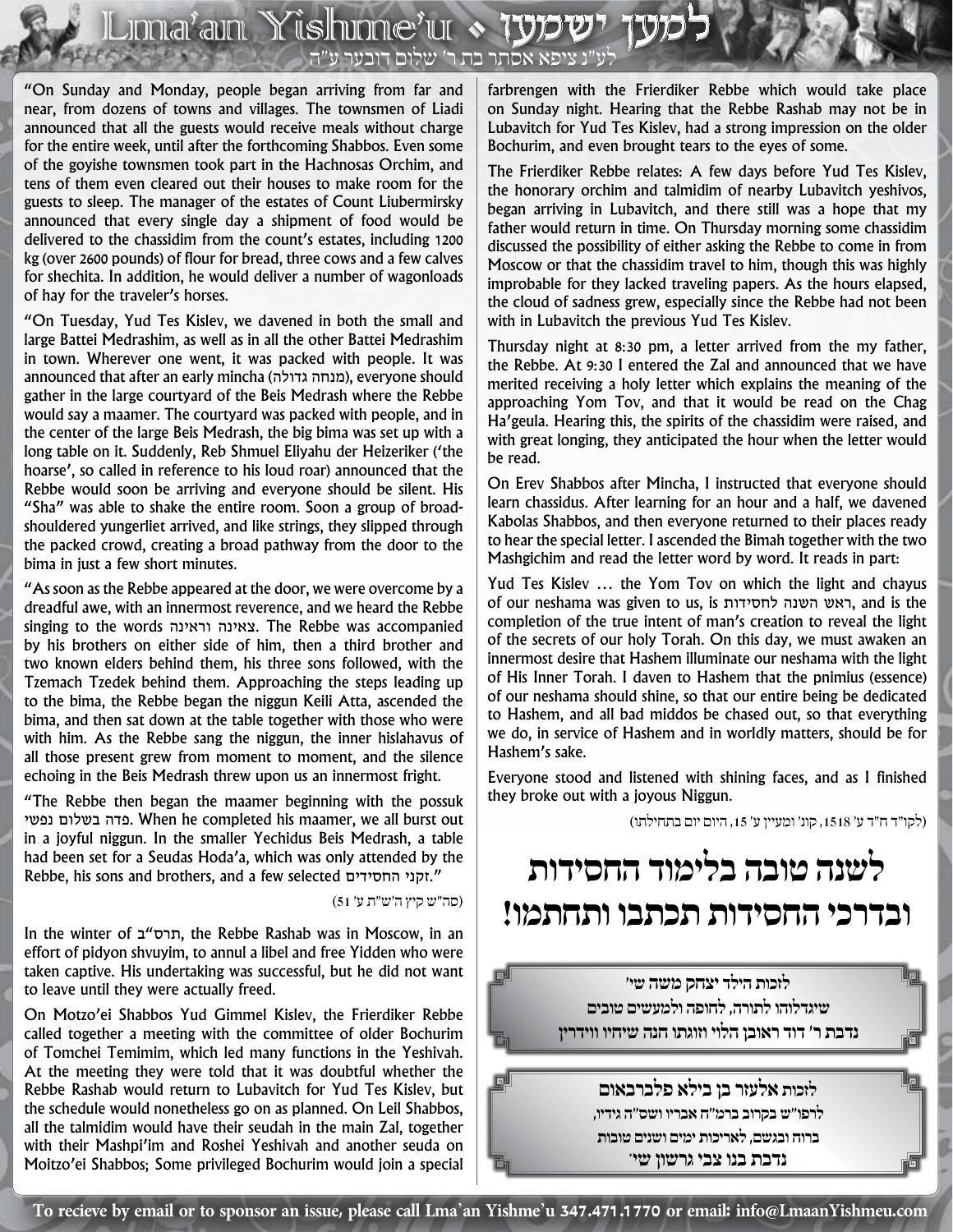"On Sunday and Monday, people began arriving from far and near, from dozens of towns and villages. The townsmen of Liadi announced that all the guests would receive meals without charge for the entire week, until after the forthcoming Shabbos. Even some of the goyishe townsmen took part in the Hachnosas Orchim, and tens of them even cleared out their houses to make room for the guests to sleep. The manager of the estates of Count Liubermirsky announced that every single day a shipment of food would be delivered to the chassidim from the count's estates, including 1200 kg (over 2600 pounds) of flour for bread, three cows and a few calves for shechita. In addition, he would deliver a number of wagonloads of hay for the traveler's horses.

"On Tuesday, Yud Tes Kislev, we davened in both the small and large Battei Medrashim, as well as in all the other Battei Medrashim in town. Wherever one went, it was packed with people. It was announced that after an early mincha (מנחה גדולה), everyone should gather in the large courtyard of the Beis Medrash where the Rebbe would say a maamer. The courtyard was packed with people, and in the center of the large Beis Medrash, the big bima was set up with a long table on it. Suddenly, Reb Shmuel Eliyahu der Heizeriker ('the hoarse', so called in reference to his loud roar) announced that the Rebbe would soon be arriving and everyone should be silent. His "Sha" was able to shake the entire room. Soon a group of broad-shouldered yungerliet arrived, and like strings, they slipped through the packed crowd, creating a broad pathway from the door to the bima in just a few short minutes.

"As soon as the Rebbe appeared at the door, we were overcome by a dreadful awe, with an innermost reverence, and we heard the Rebbe singing to the words צאינה וראינה. The Rebbe was accompanied by his brothers on either side of him, then a third brother and two known elders behind them, his three sons followed, with the Tzemach Tzedek behind them. Approaching the steps leading up to the bima, the Rebbe began the niggun Keili Atta, ascended the bima, and then sat down at the table together with those who were with him. As the Rebbe sang the niggun, the inner hislahavus of all those present grew from moment to moment, and the silence echoing in the Beis Medrash threw upon us an innermost fright.

"The Rebbe then began the maamer beginning with the possuk פדה בשלום נפשי. When he completed his maamer, we all burst out in a joyful niggun. In the smaller Yechidus Beis Medrash, a table had been set for a Seudas Hoda'a, which was only attended by the Rebbe, his sons and brothers, and a few selected זקני החסידים."

(סה"ש קיץ ה'ש"ת ע' 51)

In the winter of תרס"ב, the Rebbe Rashab was in Moscow, in an effort of pidyon shvuyim, to annul a libel and free Yidden who were taken captive. His undertaking was successful, but he did not want to leave until they were actually freed.

On Motzo'ei Shabbos Yud Gimmel Kislev, the Frierdiker Rebbe called together a meeting with the committee of older Bochurim of Tomchei Temimim, which led many functions in the Yeshivah. At the meeting they were told that it was doubtful whether the Rebbe Rashab would return to Lubavitch for Yud Tes Kislev, but the schedule would nonetheless go on as planned. On Leil Shabbos, all the talmidim would have their seudah in the main Zal, together with their Mashpi'im and Roshei Yeshivah and another seuda on Moitzo'ei Shabbos; Some privileged Bochurim would join a special farbrengen with the Frierdiker Rebbe which would take place on Sunday night. Hearing that the Rebbe Rashab may not be in Lubavitch for Yud Tes Kislev, had a strong impression on the older Bochurim, and even brought tears to the eyes of some.

The Frierdiker Rebbe relates: A few days before Yud Tes Kislev, the honorary orchim and talmidim of nearby Lubavitch yeshivos, began arriving in Lubavitch, and there still was a hope that my father would return in time. On Thursday morning some chassidim discussed the possibility of either asking the Rebbe to come in from Moscow or that the chassidim travel to him, though this was highly improbable for they lacked traveling papers. As the hours elapsed, the cloud of sadness grew, especially since the Rebbe had not been with in Lubavitch the previous Yud Tes Kislev.

Thursday night at 8:30 pm, a letter arrived from the my father, the Rebbe. At 9:30 I entered the Zal and announced that we have merited receiving a holy letter which explains the meaning of the approaching Yom Tov, and that it would be read on the Chag Ha'geula. Hearing this, the spirits of the chassidim were raised, and with great longing, they anticipated the hour when the letter would be read.

On Erev Shabbos after Mincha, I instructed that everyone should learn chassidus. After learning for an hour and a half, we davened Kabolas Shabbos, and then everyone returned to their places ready to hear the special letter. I ascended the Bimah together with the two Mashgichim and read the letter word by word. It reads in part:

Yud Tes Kislev … the Yom Tov on which the light and chayus of our neshama was given to us, is ראש השנה לחסידות, and is the completion of the true intent of man's creation to reveal the light of the secrets of our holy Torah. On this day, we must awaken an innermost desire that Hashem illuminate our neshama with the light of His Inner Torah. I daven to Hashem that the pnimius (essence) of our neshama should shine, so that our entire being be dedicated to Hashem, and all bad middos be chased out, so that everything we do, in service of Hashem and in worldly matters, should be for Hashem's sake.

Everyone stood and listened with shining faces, and as I finished they broke out with a joyous Niggun.

(לקו"ד ח"ד ע' 1518, קונ' ומעיין ע' 15, היום יום בתחילתו)

# לשנה טובה בלימוד החסידות ובדרכי החסידות תכתבו ותחתמו!

לזכות הילד יצחק משה שי'
שיגדלוהו לתורה, לחופה ולמעשים טובים
נדבת ר' דוד ראובן הלוי וזוגתו חנה שיחיו ווידרין

לזכות אלעזר בן בילא פלברבאום
לרפו"ש בקרוב ברמ"ח אבריו ושס"ה גידיו,
ברוח ובגשם, לאריכות ימים ושנים טובות
נדבת בנו צבי גרשון שי'

To recieve by email or to sponsor an issue, please call Lma'an Yishme'u 347.471.1770 or email: info@LmaanYishmeu.com